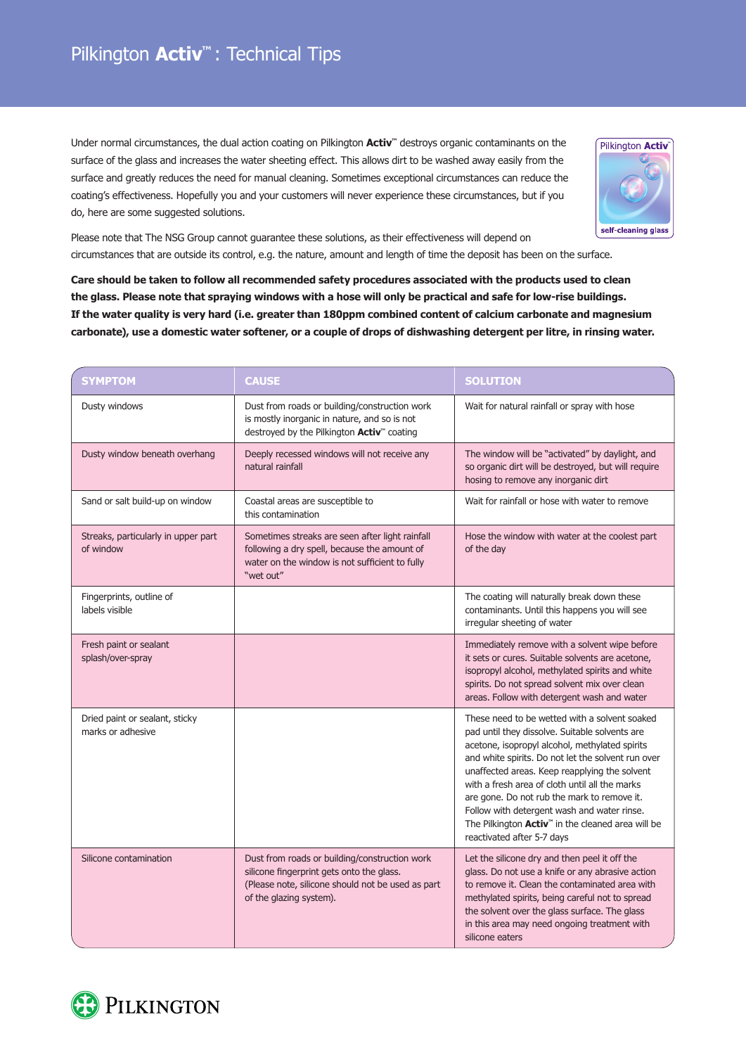# Pilkington **Activ**™: Technical Tips

Under normal circumstances, the dual action coating on Pilkington **Activ**™ destroys organic contaminants on the surface of the glass and increases the water sheeting effect. This allows dirt to be washed away easily from the surface and greatly reduces the need for manual cleaning. Sometimes exceptional circumstances can reduce the coating's effectiveness. Hopefully you and your customers will never experience these circumstances, but if you do, here are some suggested solutions.

Please note that The NSG Group cannot guarantee these solutions, as their effectiveness will depend on circumstances that are outside its control, e.g. the nature, amount and length of time the deposit has been on the surface.

**Care should be taken to follow all recommended safety procedures associated with the products used to clean the glass. Please note that spraying windows with a hose will only be practical and safe for low-rise buildings. If the water quality is very hard (i.e. greater than 180ppm combined content of calcium carbonate and magnesium carbonate), use a domestic water softener, or a couple of drops of dishwashing detergent per litre, in rinsing water.**

| SYMPTOM | CAUSE | SOLUTION |
|---|---|---|
| Dusty windows | Dust from roads or building/construction work is mostly inorganic in nature, and so is not destroyed by the Pilkington **Activ**™ coating | Wait for natural rainfall or spray with hose |
| Dusty window beneath overhang | Deeply recessed windows will not receive any natural rainfall | The window will be "activated" by daylight, and so organic dirt will be destroyed, but will require hosing to remove any inorganic dirt |
| Sand or salt build-up on window | Coastal areas are susceptible to this contamination | Wait for rainfall or hose with water to remove |
| Streaks, particularly in upper part of window | Sometimes streaks are seen after light rainfall following a dry spell, because the amount of water on the window is not sufficient to fully "wet out" | Hose the window with water at the coolest part of the day |
| Fingerprints, outline of labels visible | | The coating will naturally break down these contaminants. Until this happens you will see irregular sheeting of water |
| Fresh paint or sealant splash/over-spray | | Immediately remove with a solvent wipe before it sets or cures. Suitable solvents are acetone, isopropyl alcohol, methylated spirits and white spirits. Do not spread solvent mix over clean areas. Follow with detergent wash and water |
| Dried paint or sealant, sticky marks or adhesive | | These need to be wetted with a solvent soaked pad until they dissolve. Suitable solvents are acetone, isopropyl alcohol, methylated spirits and white spirits. Do not let the solvent run over unaffected areas. Keep reapplying the solvent with a fresh area of cloth until all the marks are gone. Do not rub the mark to remove it. Follow with detergent wash and water rinse. The Pilkington **Activ**™ in the cleaned area will be reactivated after 5-7 days |
| Silicone contamination | Dust from roads or building/construction work silicone fingerprint gets onto the glass. (Please note, silicone should not be used as part of the glazing system). | Let the silicone dry and then peel it off the glass. Do not use a knife or any abrasive action to remove it. Clean the contaminated area with methylated spirits, being careful not to spread the solvent over the glass surface. The glass in this area may need ongoing treatment with silicone eaters |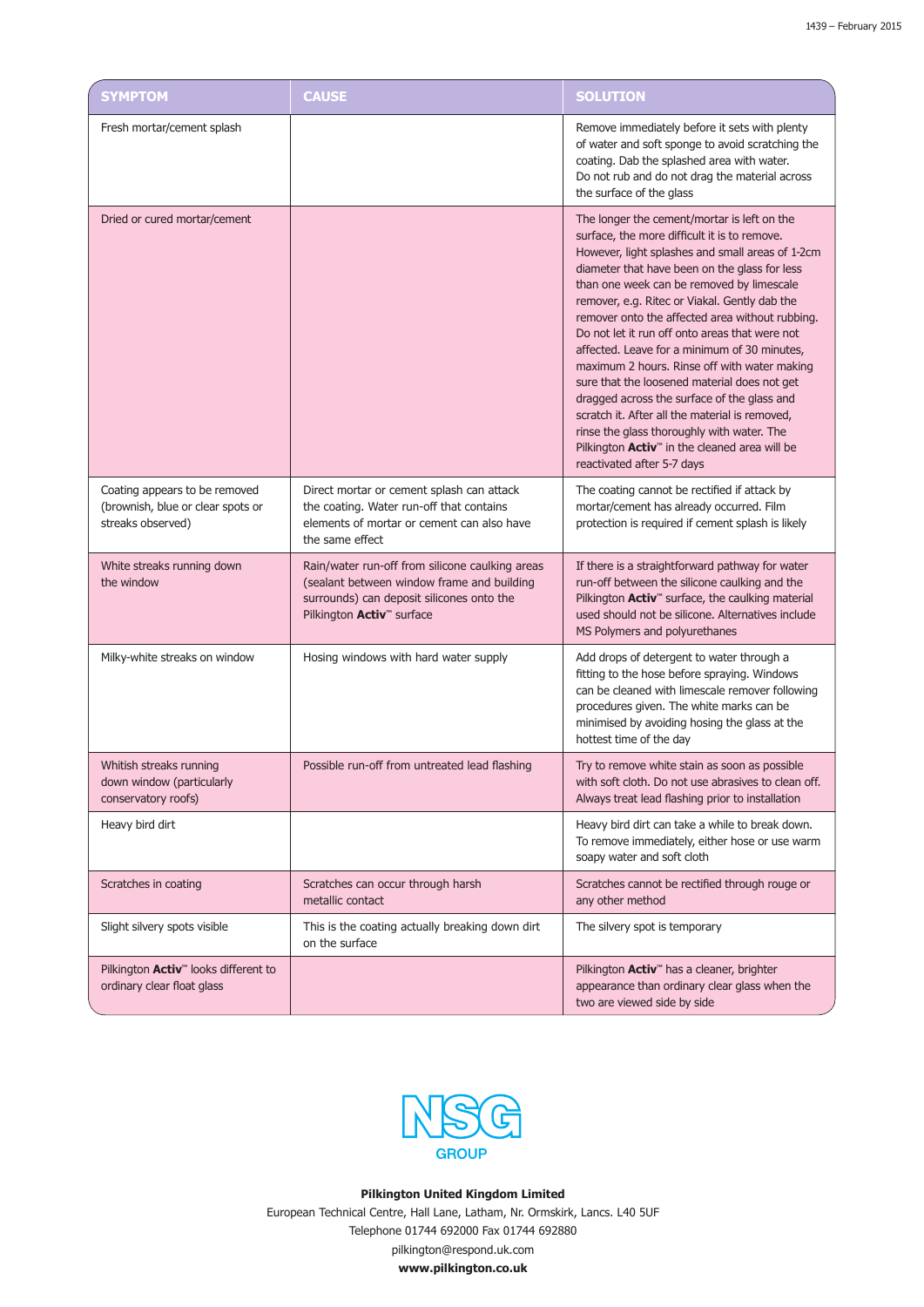| SYMPTOM | CAUSE | SOLUTION |
|---|---|---|
| Fresh mortar/cement splash | | Remove immediately before it sets with plenty of water and soft sponge to avoid scratching the coating. Dab the splashed area with water. Do not rub and do not drag the material across the surface of the glass |
| Dried or cured mortar/cement | | The longer the cement/mortar is left on the surface, the more difficult it is to remove. However, light splashes and small areas of 1-2cm diameter that have been on the glass for less than one week can be removed by limescale remover, e.g. Ritec or Viakal. Gently dab the remover onto the affected area without rubbing. Do not let it run off onto areas that were not affected. Leave for a minimum of 30 minutes, maximum 2 hours. Rinse off with water making sure that the loosened material does not get dragged across the surface of the glass and scratch it. After all the material is removed, rinse the glass thoroughly with water. The Pilkington **Activ**™ in the cleaned area will be reactivated after 5-7 days |
| Coating appears to be removed (brownish, blue or clear spots or streaks observed) | Direct mortar or cement splash can attack the coating. Water run-off that contains elements of mortar or cement can also have the same effect | The coating cannot be rectified if attack by mortar/cement has already occurred. Film protection is required if cement splash is likely |
| White streaks running down the window | Rain/water run-off from silicone caulking areas (sealant between window frame and building surrounds) can deposit silicones onto the Pilkington **Activ**™ surface | If there is a straightforward pathway for water run-off between the silicone caulking and the Pilkington **Activ**™ surface, the caulking material used should not be silicone. Alternatives include MS Polymers and polyurethanes |
| Milky-white streaks on window | Hosing windows with hard water supply | Add drops of detergent to water through a fitting to the hose before spraying. Windows can be cleaned with limescale remover following procedures given. The white marks can be minimised by avoiding hosing the glass at the hottest time of the day |
| Whitish streaks running down window (particularly conservatory roofs) | Possible run-off from untreated lead flashing | Try to remove white stain as soon as possible with soft cloth. Do not use abrasives to clean off. Always treat lead flashing prior to installation |
| Heavy bird dirt | | Heavy bird dirt can take a while to break down. To remove immediately, either hose or use warm soapy water and soft cloth |
| Scratches in coating | Scratches can occur through harsh metallic contact | Scratches cannot be rectified through rouge or any other method |
| Slight silvery spots visible | This is the coating actually breaking down dirt on the surface | The silvery spot is temporary |
| Pilkington **Activ**™ looks different to ordinary clear float glass | | Pilkington **Activ**™ has a cleaner, brighter appearance than ordinary clear glass when the two are viewed side by side |

NSG GROUP

**Pilkington United Kingdom Limited**
European Technical Centre, Hall Lane, Latham, Nr. Ormskirk, Lancs. L40 5UF
Telephone 01744 692000 Fax 01744 692880
pilkington@respond.uk.com
**www.pilkington.co.uk**